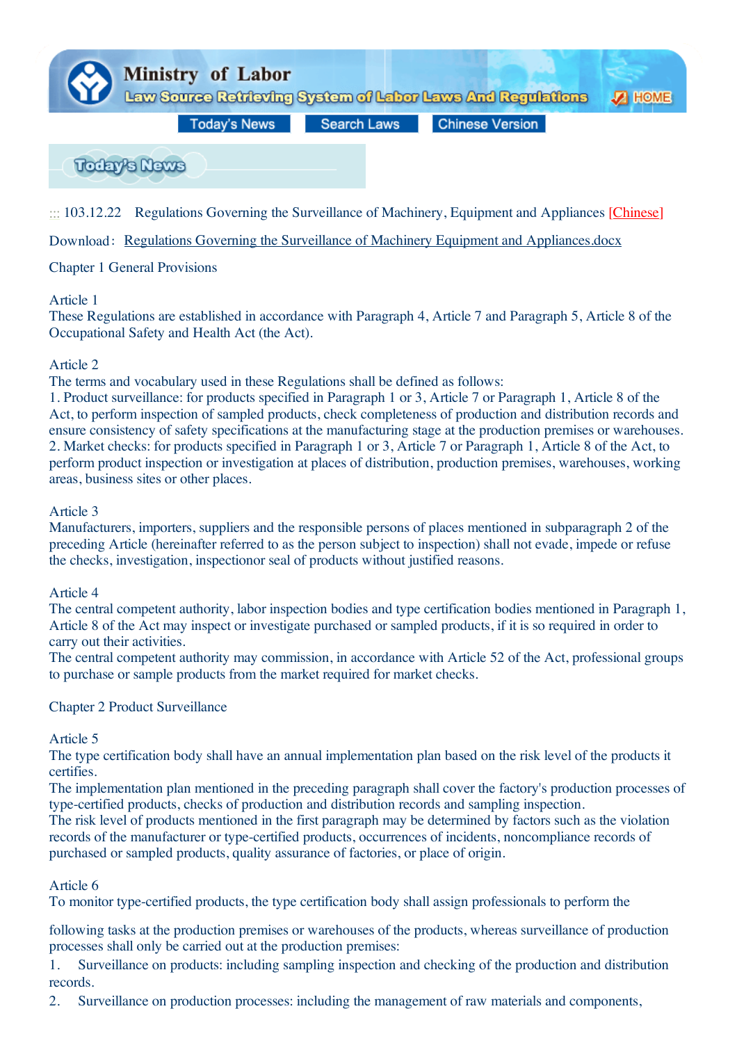Ministry of Labor

Law Source Retrieving System of Labor Laws And Regulations HOME

Today's News | Search Laws | Chinese Version

Today's News

::: 103.12.22 Regulations Governing the Surveillance of Machinery, Equipment and Appliances [Chinese]

Download: Regulations Governing the Surveillance of Machinery Equipment and Appliances.docx

## Chapter 1 General Provisions

### Article 1

These Regulations are established in accordance with Paragraph 4, Article 7 and Paragraph 5, Article 8 of the Occupational Safety and Health Act (the Act).

### Article 2

The terms and vocabulary used in these Regulations shall be defined as follows:

1. Product surveillance: for products specified in Paragraph 1 or 3, Article 7 or Paragraph 1, Article 8 of the Act, to perform inspection of sampled products, check completeness of production and distribution records and ensure consistency of safety specifications at the manufacturing stage at the production premises or warehouses.
2. Market checks: for products specified in Paragraph 1 or 3, Article 7 or Paragraph 1, Article 8 of the Act, to perform product inspection or investigation at places of distribution, production premises, warehouses, working areas, business sites or other places.

### Article 3

Manufacturers, importers, suppliers and the responsible persons of places mentioned in subparagraph 2 of the preceding Article (hereinafter referred to as the person subject to inspection) shall not evade, impede or refuse the checks, investigation, inspectionor seal of products without justified reasons.

### Article 4

The central competent authority, labor inspection bodies and type certification bodies mentioned in Paragraph 1, Article 8 of the Act may inspect or investigate purchased or sampled products, if it is so required in order to carry out their activities.

The central competent authority may commission, in accordance with Article 52 of the Act, professional groups to purchase or sample products from the market required for market checks.

## Chapter 2 Product Surveillance

### Article 5

The type certification body shall have an annual implementation plan based on the risk level of the products it certifies.

The implementation plan mentioned in the preceding paragraph shall cover the factory's production processes of type-certified products, checks of production and distribution records and sampling inspection.

The risk level of products mentioned in the first paragraph may be determined by factors such as the violation records of the manufacturer or type-certified products, occurrences of incidents, noncompliance records of purchased or sampled products, quality assurance of factories, or place of origin.

### Article 6

To monitor type-certified products, the type certification body shall assign professionals to perform the following tasks at the production premises or warehouses of the products, whereas surveillance of production processes shall only be carried out at the production premises:

1. Surveillance on products: including sampling inspection and checking of the production and distribution records.
2. Surveillance on production processes: including the management of raw materials and components,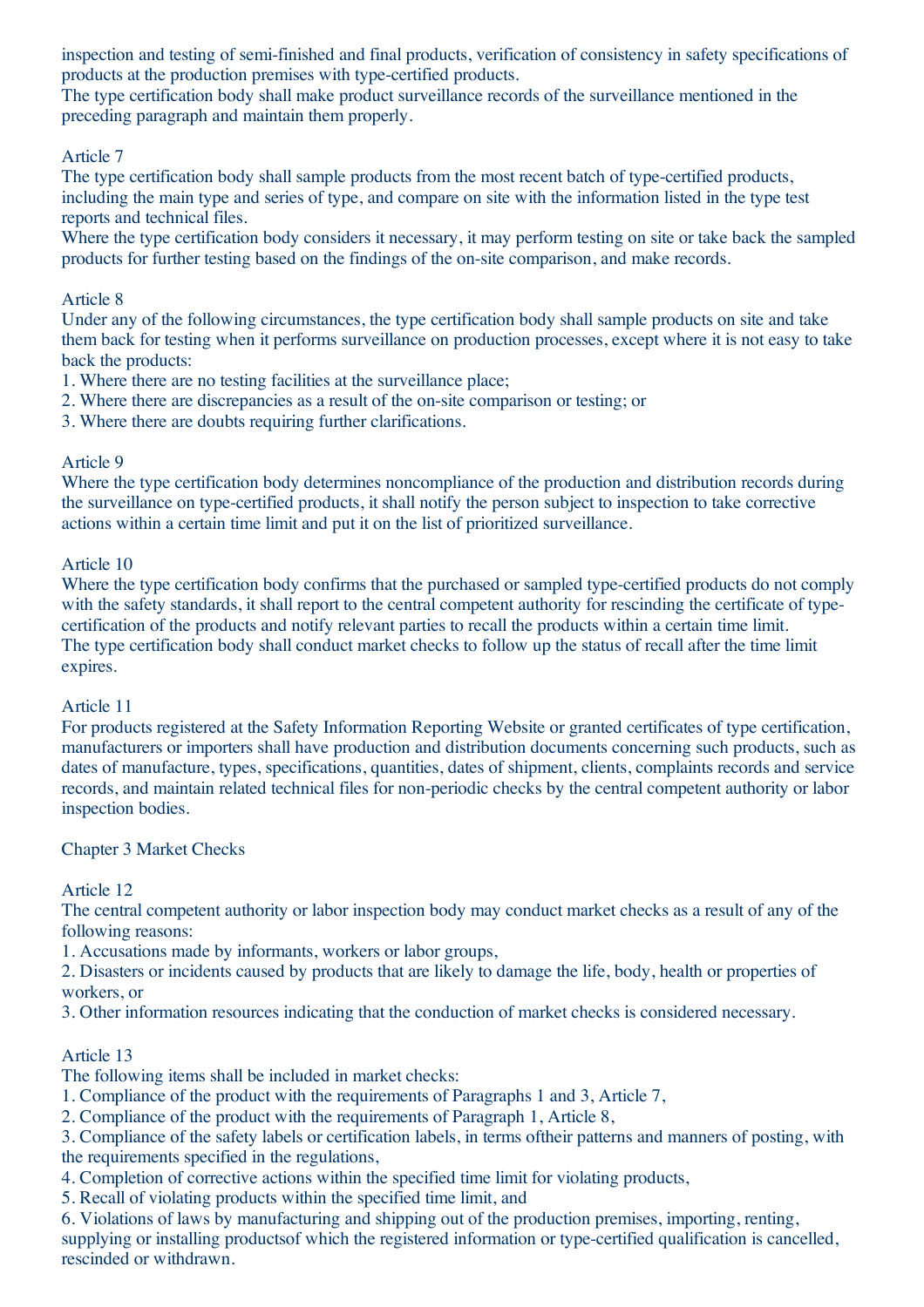inspection and testing of semi-finished and final products, verification of consistency in safety specifications of products at the production premises with type-certified products.
The type certification body shall make product surveillance records of the surveillance mentioned in the preceding paragraph and maintain them properly.

Article 7
The type certification body shall sample products from the most recent batch of type-certified products, including the main type and series of type, and compare on site with the information listed in the type test reports and technical files.
Where the type certification body considers it necessary, it may perform testing on site or take back the sampled products for further testing based on the findings of the on-site comparison, and make records.

Article 8
Under any of the following circumstances, the type certification body shall sample products on site and take them back for testing when it performs surveillance on production processes, except where it is not easy to take back the products:
1. Where there are no testing facilities at the surveillance place;
2. Where there are discrepancies as a result of the on-site comparison or testing; or
3. Where there are doubts requiring further clarifications.

Article 9
Where the type certification body determines noncompliance of the production and distribution records during the surveillance on type-certified products, it shall notify the person subject to inspection to take corrective actions within a certain time limit and put it on the list of prioritized surveillance.

Article 10
Where the type certification body confirms that the purchased or sampled type-certified products do not comply with the safety standards, it shall report to the central competent authority for rescinding the certificate of type-certification of the products and notify relevant parties to recall the products within a certain time limit.
The type certification body shall conduct market checks to follow up the status of recall after the time limit expires.

Article 11
For products registered at the Safety Information Reporting Website or granted certificates of type certification, manufacturers or importers shall have production and distribution documents concerning such products, such as dates of manufacture, types, specifications, quantities, dates of shipment, clients, complaints records and service records, and maintain related technical files for non-periodic checks by the central competent authority or labor inspection bodies.

Chapter 3 Market Checks

Article 12
The central competent authority or labor inspection body may conduct market checks as a result of any of the following reasons:
1. Accusations made by informants, workers or labor groups,
2. Disasters or incidents caused by products that are likely to damage the life, body, health or properties of workers, or
3. Other information resources indicating that the conduction of market checks is considered necessary.

Article 13
The following items shall be included in market checks:
1. Compliance of the product with the requirements of Paragraphs 1 and 3, Article 7,
2. Compliance of the product with the requirements of Paragraph 1, Article 8,
3. Compliance of the safety labels or certification labels, in terms oftheir patterns and manners of posting, with the requirements specified in the regulations,
4. Completion of corrective actions within the specified time limit for violating products,
5. Recall of violating products within the specified time limit, and
6. Violations of laws by manufacturing and shipping out of the production premises, importing, renting, supplying or installing productsof which the registered information or type-certified qualification is cancelled, rescinded or withdrawn.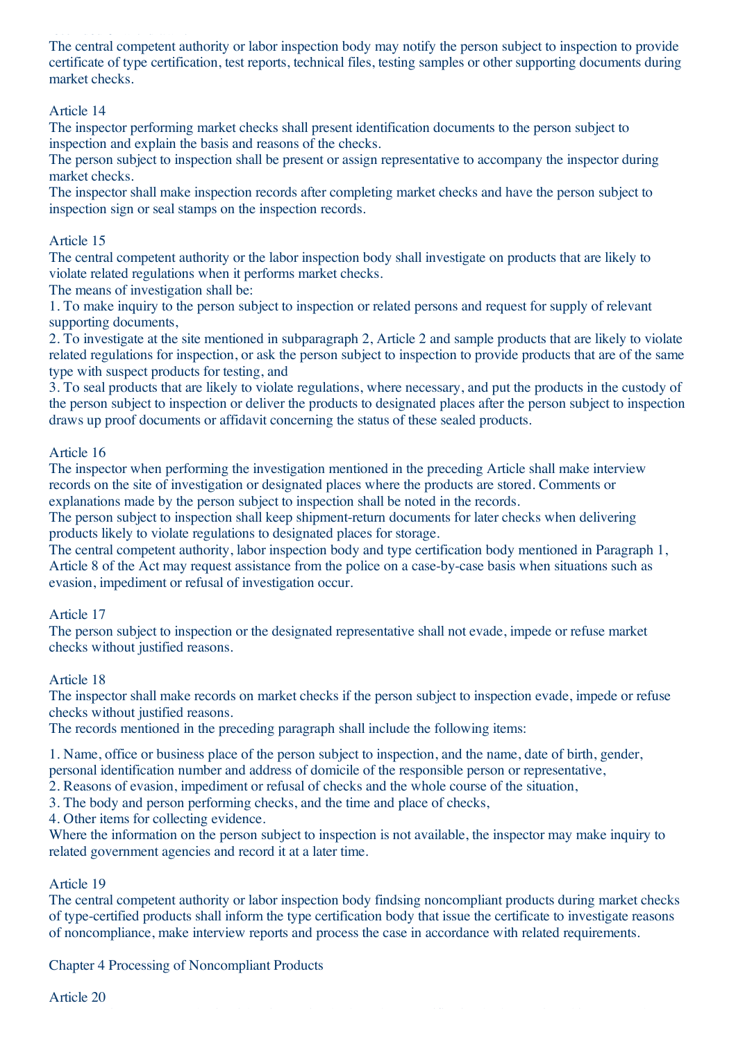The central competent authority or labor inspection body may notify the person subject to inspection to provide certificate of type certification, test reports, technical files, testing samples or other supporting documents during market checks.

Article 14

The inspector performing market checks shall present identification documents to the person subject to inspection and explain the basis and reasons of the checks.

The person subject to inspection shall be present or assign representative to accompany the inspector during market checks.

The inspector shall make inspection records after completing market checks and have the person subject to inspection sign or seal stamps on the inspection records.

Article 15

The central competent authority or the labor inspection body shall investigate on products that are likely to violate related regulations when it performs market checks.

The means of investigation shall be:

1. To make inquiry to the person subject to inspection or related persons and request for supply of relevant supporting documents,
2. To investigate at the site mentioned in subparagraph 2, Article 2 and sample products that are likely to violate related regulations for inspection, or ask the person subject to inspection to provide products that are of the same type with suspect products for testing, and
3. To seal products that are likely to violate regulations, where necessary, and put the products in the custody of the person subject to inspection or deliver the products to designated places after the person subject to inspection draws up proof documents or affidavit concerning the status of these sealed products.

Article 16

The inspector when performing the investigation mentioned in the preceding Article shall make interview records on the site of investigation or designated places where the products are stored. Comments or explanations made by the person subject to inspection shall be noted in the records.

The person subject to inspection shall keep shipment-return documents for later checks when delivering products likely to violate regulations to designated places for storage.

The central competent authority, labor inspection body and type certification body mentioned in Paragraph 1, Article 8 of the Act may request assistance from the police on a case-by-case basis when situations such as evasion, impediment or refusal of investigation occur.

Article 17

The person subject to inspection or the designated representative shall not evade, impede or refuse market checks without justified reasons.

Article 18

The inspector shall make records on market checks if the person subject to inspection evade, impede or refuse checks without justified reasons.

The records mentioned in the preceding paragraph shall include the following items:

1. Name, office or business place of the person subject to inspection, and the name, date of birth, gender, personal identification number and address of domicile of the responsible person or representative,
2. Reasons of evasion, impediment or refusal of checks and the whole course of the situation,
3. The body and person performing checks, and the time and place of checks,
4. Other items for collecting evidence.

Where the information on the person subject to inspection is not available, the inspector may make inquiry to related government agencies and record it at a later time.

Article 19

The central competent authority or labor inspection body findsing noncompliant products during market checks of type-certified products shall inform the type certification body that issue the certificate to investigate reasons of noncompliance, make interview reports and process the case in accordance with related requirements.

## Chapter 4 Processing of Noncompliant Products

Article 20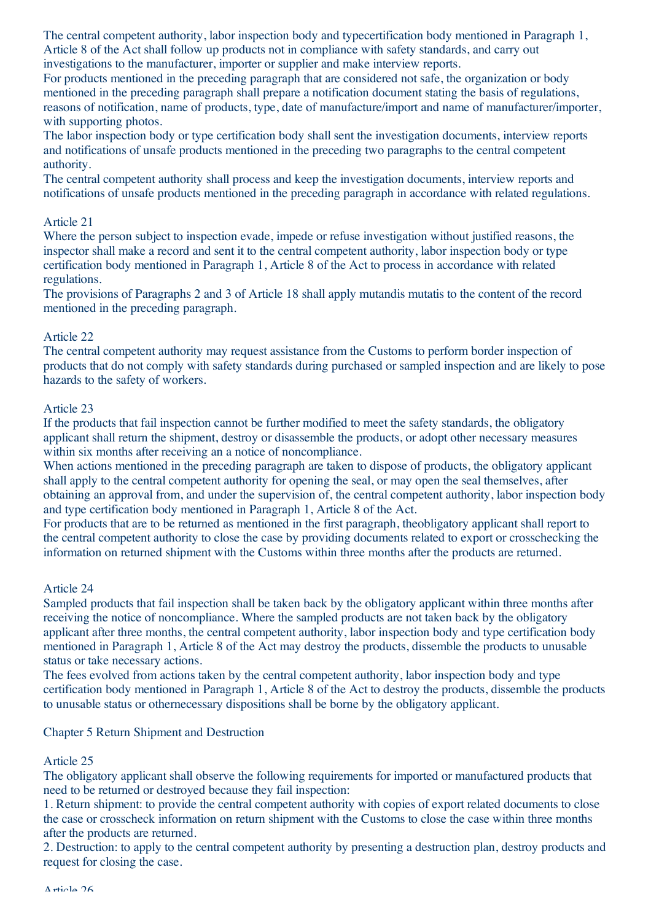The central competent authority, labor inspection body and typecertification body mentioned in Paragraph 1, Article 8 of the Act shall follow up products not in compliance with safety standards, and carry out investigations to the manufacturer, importer or supplier and make interview reports.

For products mentioned in the preceding paragraph that are considered not safe, the organization or body mentioned in the preceding paragraph shall prepare a notification document stating the basis of regulations, reasons of notification, name of products, type, date of manufacture/import and name of manufacturer/importer, with supporting photos.

The labor inspection body or type certification body shall sent the investigation documents, interview reports and notifications of unsafe products mentioned in the preceding two paragraphs to the central competent authority.

The central competent authority shall process and keep the investigation documents, interview reports and notifications of unsafe products mentioned in the preceding paragraph in accordance with related regulations.

Article 21

Where the person subject to inspection evade, impede or refuse investigation without justified reasons, the inspector shall make a record and sent it to the central competent authority, labor inspection body or type certification body mentioned in Paragraph 1, Article 8 of the Act to process in accordance with related regulations.

The provisions of Paragraphs 2 and 3 of Article 18 shall apply mutandis mutatis to the content of the record mentioned in the preceding paragraph.

Article 22

The central competent authority may request assistance from the Customs to perform border inspection of products that do not comply with safety standards during purchased or sampled inspection and are likely to pose hazards to the safety of workers.

Article 23

If the products that fail inspection cannot be further modified to meet the safety standards, the obligatory applicant shall return the shipment, destroy or disassemble the products, or adopt other necessary measures within six months after receiving an a notice of noncompliance.

When actions mentioned in the preceding paragraph are taken to dispose of products, the obligatory applicant shall apply to the central competent authority for opening the seal, or may open the seal themselves, after obtaining an approval from, and under the supervision of, the central competent authority, labor inspection body and type certification body mentioned in Paragraph 1, Article 8 of the Act.

For products that are to be returned as mentioned in the first paragraph, theobligatory applicant shall report to the central competent authority to close the case by providing documents related to export or crosschecking the information on returned shipment with the Customs within three months after the products are returned.

Article 24

Sampled products that fail inspection shall be taken back by the obligatory applicant within three months after receiving the notice of noncompliance. Where the sampled products are not taken back by the obligatory applicant after three months, the central competent authority, labor inspection body and type certification body mentioned in Paragraph 1, Article 8 of the Act may destroy the products, dissemble the products to unusable status or take necessary actions.

The fees evolved from actions taken by the central competent authority, labor inspection body and type certification body mentioned in Paragraph 1, Article 8 of the Act to destroy the products, dissemble the products to unusable status or othernecessary dispositions shall be borne by the obligatory applicant.

Chapter 5 Return Shipment and Destruction

Article 25

The obligatory applicant shall observe the following requirements for imported or manufactured products that need to be returned or destroyed because they fail inspection:

1. Return shipment: to provide the central competent authority with copies of export related documents to close the case or crosscheck information on return shipment with the Customs to close the case within three months after the products are returned.
2. Destruction: to apply to the central competent authority by presenting a destruction plan, destroy products and request for closing the case.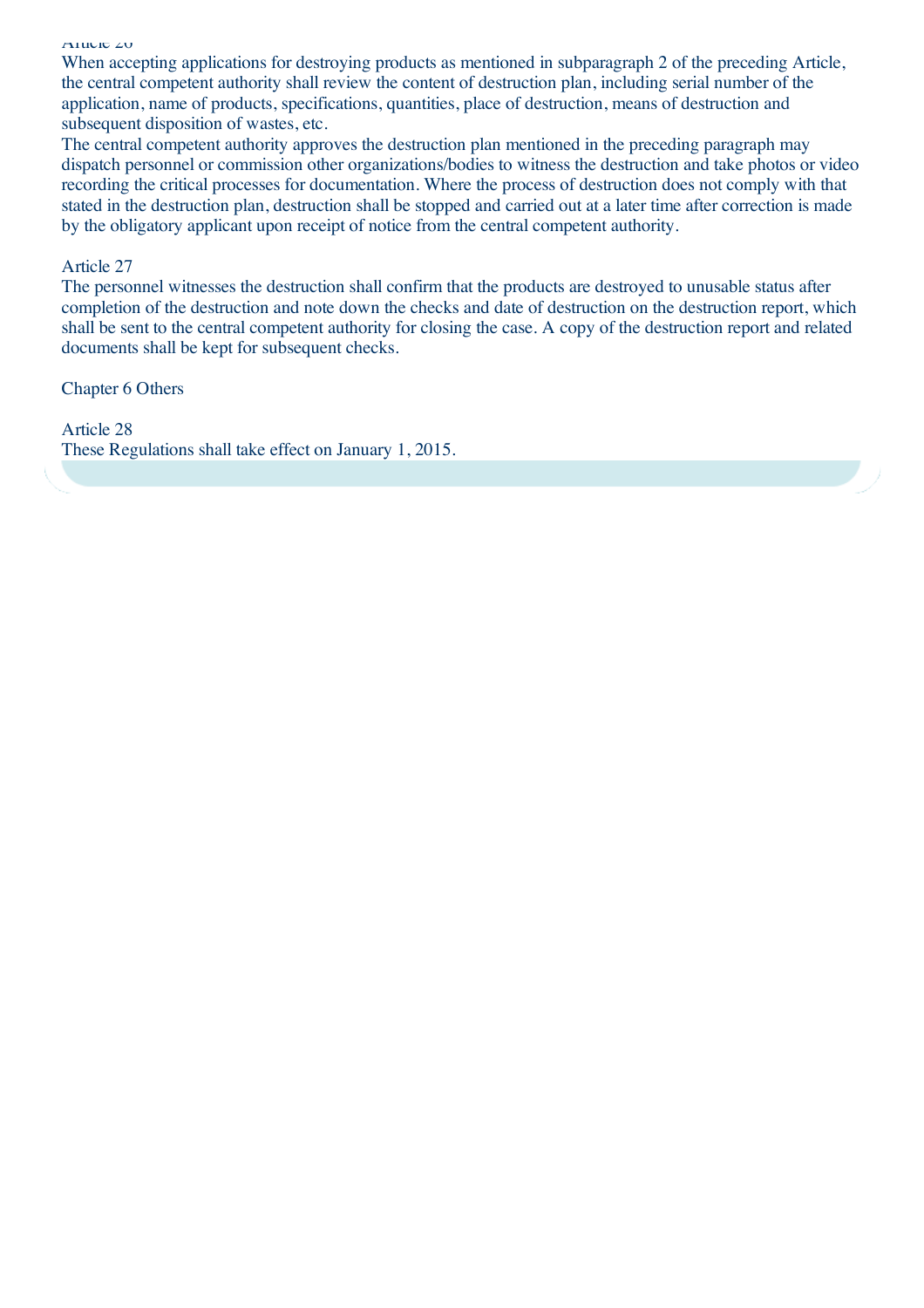Article 26

When accepting applications for destroying products as mentioned in subparagraph 2 of the preceding Article, the central competent authority shall review the content of destruction plan, including serial number of the application, name of products, specifications, quantities, place of destruction, means of destruction and subsequent disposition of wastes, etc.

The central competent authority approves the destruction plan mentioned in the preceding paragraph may dispatch personnel or commission other organizations/bodies to witness the destruction and take photos or video recording the critical processes for documentation. Where the process of destruction does not comply with that stated in the destruction plan, destruction shall be stopped and carried out at a later time after correction is made by the obligatory applicant upon receipt of notice from the central competent authority.

Article 27

The personnel witnesses the destruction shall confirm that the products are destroyed to unusable status after completion of the destruction and note down the checks and date of destruction on the destruction report, which shall be sent to the central competent authority for closing the case. A copy of the destruction report and related documents shall be kept for subsequent checks.

Chapter 6 Others

Article 28

These Regulations shall take effect on January 1, 2015.